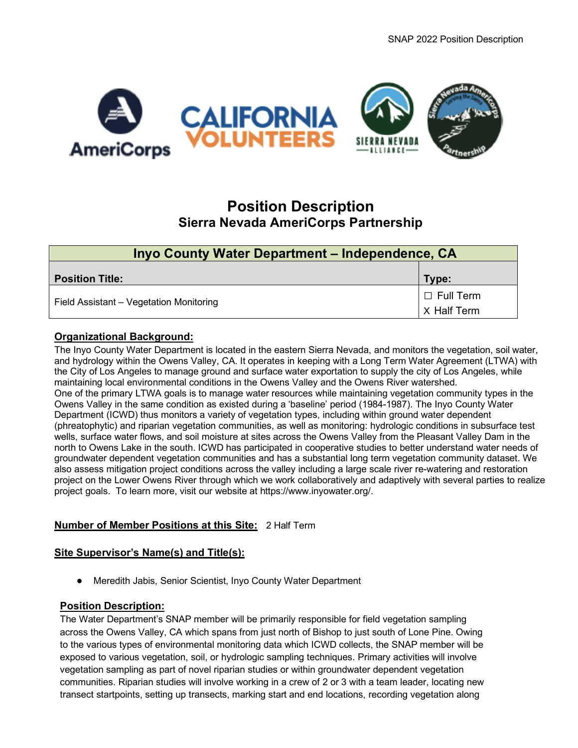# Position Description

## Sierra Nevada AmeriCorps Partnership

| Inyo County Water Department – Independence, CA | |
|---|---|
| **Position Title:** | **Type:** |
| Field Assistant – Vegetation Monitoring | ☐ Full Term<br>X Half Term |

**Organizational Background:**

The Inyo County Water Department is located in the eastern Sierra Nevada, and monitors the vegetation, soil water, and hydrology within the Owens Valley, CA. It operates in keeping with a Long Term Water Agreement (LTWA) with the City of Los Angeles to manage ground and surface water exportation to supply the city of Los Angeles, while maintaining local environmental conditions in the Owens Valley and the Owens River watershed.

One of the primary LTWA goals is to manage water resources while maintaining vegetation community types in the Owens Valley in the same condition as existed during a 'baseline' period (1984-1987). The Inyo County Water Department (ICWD) thus monitors a variety of vegetation types, including within ground water dependent (phreatophytic) and riparian vegetation communities, as well as monitoring: hydrologic conditions in subsurface test wells, surface water flows, and soil moisture at sites across the Owens Valley from the Pleasant Valley Dam in the north to Owens Lake in the south. ICWD has participated in cooperative studies to better understand water needs of groundwater dependent vegetation communities and has a substantial long term vegetation community dataset. We also assess mitigation project conditions across the valley including a large scale river re-watering and restoration project on the Lower Owens River through which we work collaboratively and adaptively with several parties to realize project goals. To learn more, visit our website at https://www.inyowater.org/.

**Number of Member Positions at this Site:** 2 Half Term

**Site Supervisor's Name(s) and Title(s):**

- Meredith Jabis, Senior Scientist, Inyo County Water Department

**Position Description:**

The Water Department's SNAP member will be primarily responsible for field vegetation sampling across the Owens Valley, CA which spans from just north of Bishop to just south of Lone Pine. Owing to the various types of environmental monitoring data which ICWD collects, the SNAP member will be exposed to various vegetation, soil, or hydrologic sampling techniques. Primary activities will involve vegetation sampling as part of novel riparian studies or within groundwater dependent vegetation communities. Riparian studies will involve working in a crew of 2 or 3 with a team leader, locating new transect startpoints, setting up transects, marking start and end locations, recording vegetation along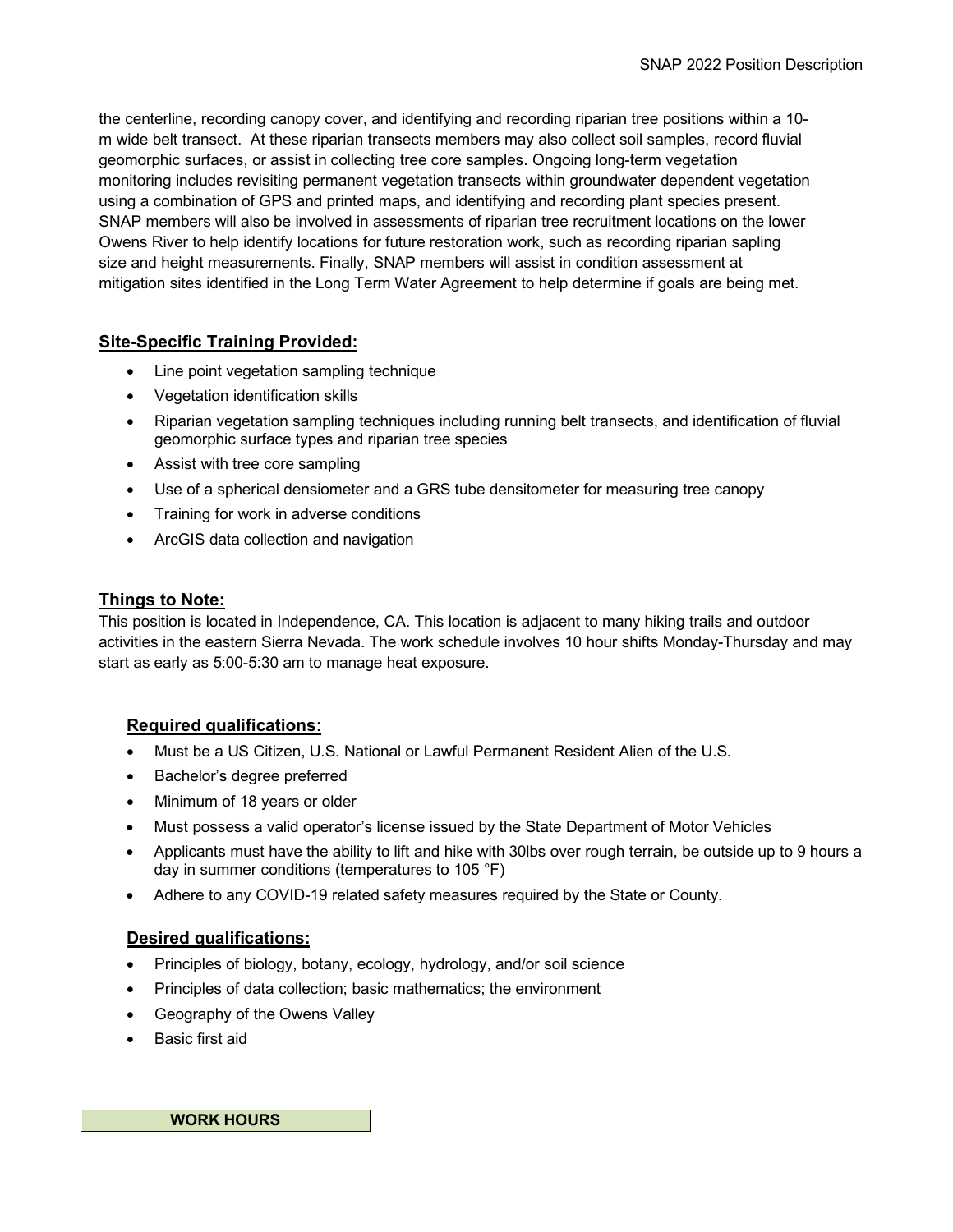the centerline, recording canopy cover, and identifying and recording riparian tree positions within a 10-m wide belt transect. At these riparian transects members may also collect soil samples, record fluvial geomorphic surfaces, or assist in collecting tree core samples. Ongoing long-term vegetation monitoring includes revisiting permanent vegetation transects within groundwater dependent vegetation using a combination of GPS and printed maps, and identifying and recording plant species present. SNAP members will also be involved in assessments of riparian tree recruitment locations on the lower Owens River to help identify locations for future restoration work, such as recording riparian sapling size and height measurements. Finally, SNAP members will assist in condition assessment at mitigation sites identified in the Long Term Water Agreement to help determine if goals are being met.

## Site-Specific Training Provided:

- Line point vegetation sampling technique
- Vegetation identification skills
- Riparian vegetation sampling techniques including running belt transects, and identification of fluvial geomorphic surface types and riparian tree species
- Assist with tree core sampling
- Use of a spherical densiometer and a GRS tube densitometer for measuring tree canopy
- Training for work in adverse conditions
- ArcGIS data collection and navigation

## Things to Note:

This position is located in Independence, CA. This location is adjacent to many hiking trails and outdoor activities in the eastern Sierra Nevada. The work schedule involves 10 hour shifts Monday-Thursday and may start as early as 5:00-5:30 am to manage heat exposure.

## Required qualifications:

- Must be a US Citizen, U.S. National or Lawful Permanent Resident Alien of the U.S.
- Bachelor's degree preferred
- Minimum of 18 years or older
- Must possess a valid operator's license issued by the State Department of Motor Vehicles
- Applicants must have the ability to lift and hike with 30lbs over rough terrain, be outside up to 9 hours a day in summer conditions (temperatures to 105 °F)
- Adhere to any COVID-19 related safety measures required by the State or County.

## Desired qualifications:

- Principles of biology, botany, ecology, hydrology, and/or soil science
- Principles of data collection; basic mathematics; the environment
- Geography of the Owens Valley
- Basic first aid

**WORK HOURS**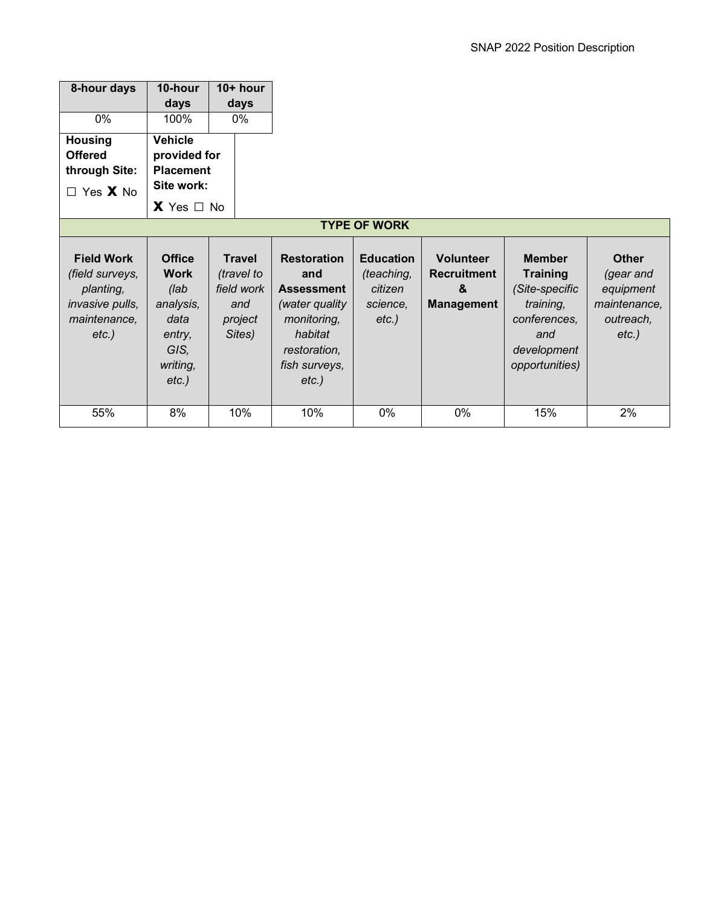| 8-hour days | 10-hour days | 10+ hour days |
|---|---|---|
| 0% | 100% | 0% |

| | |
|---|---|
| **Housing Offered through Site:** ☐ Yes **X** No | **Vehicle provided for Placement Site work:** **X** Yes ☐ No |

| **TYPE OF WORK** | | | | | | | |
|---|---|---|---|---|---|---|---|
| **Field Work** *(field surveys, planting, invasive pulls, maintenance, etc.)* | **Office Work** *(lab analysis, data entry, GIS, writing, etc.)* | **Travel** *(travel to field work and project Sites)* | **Restoration and Assessment** *(water quality monitoring, habitat restoration, fish surveys, etc.)* | **Education** *(teaching, citizen science, etc.)* | **Volunteer Recruitment & Management** | **Member Training** *(Site-specific training, conferences, and development opportunities)* | **Other** *(gear and equipment maintenance, outreach, etc.)* |
| 55% | 8% | 10% | 10% | 0% | 0% | 15% | 2% |